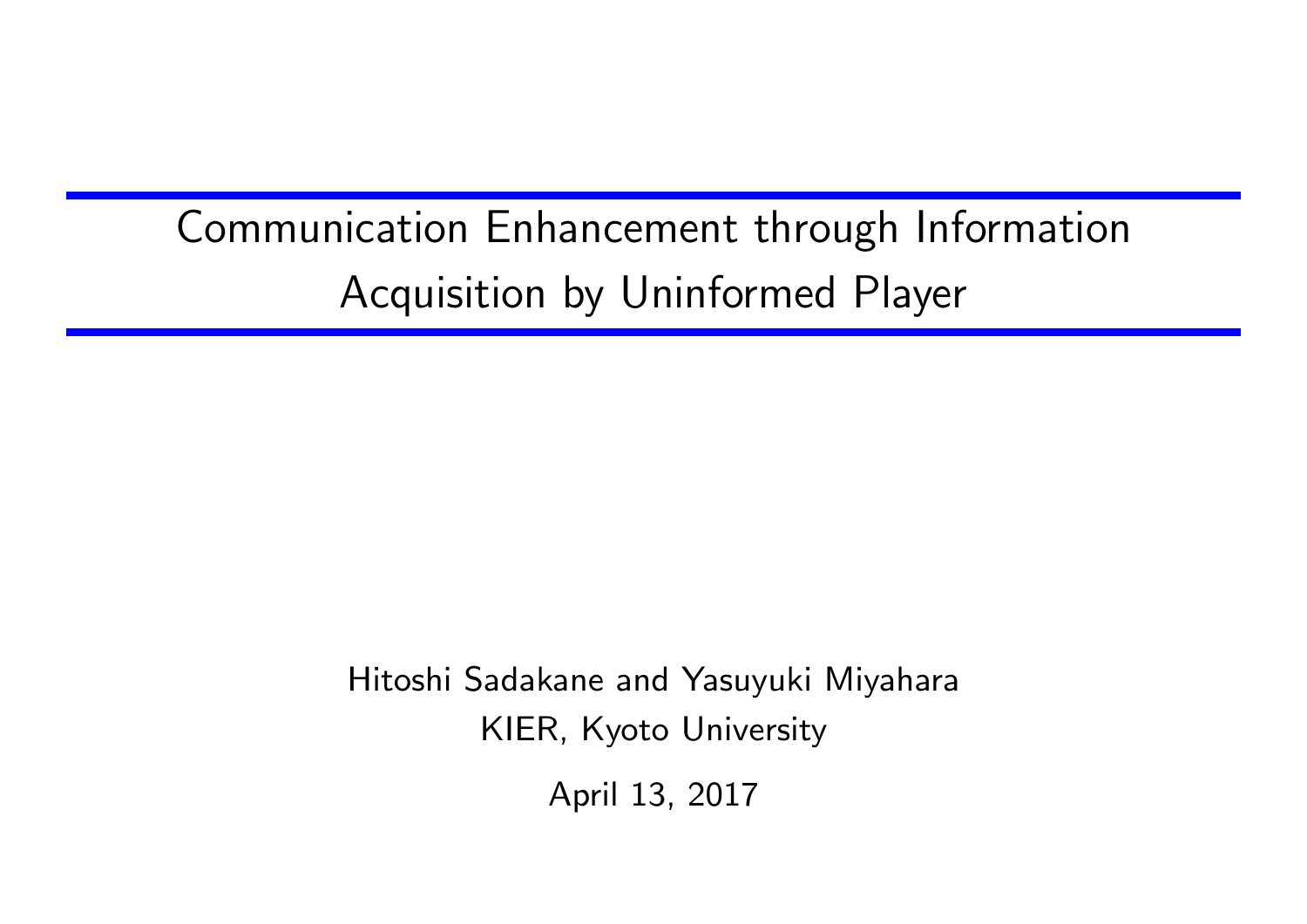# Communication Enhancement through Information Acquisition by Uninformed Player

Hitoshi Sadakane and Yasuyuki Miyahara

KIER, Kyoto University

April 13, 2017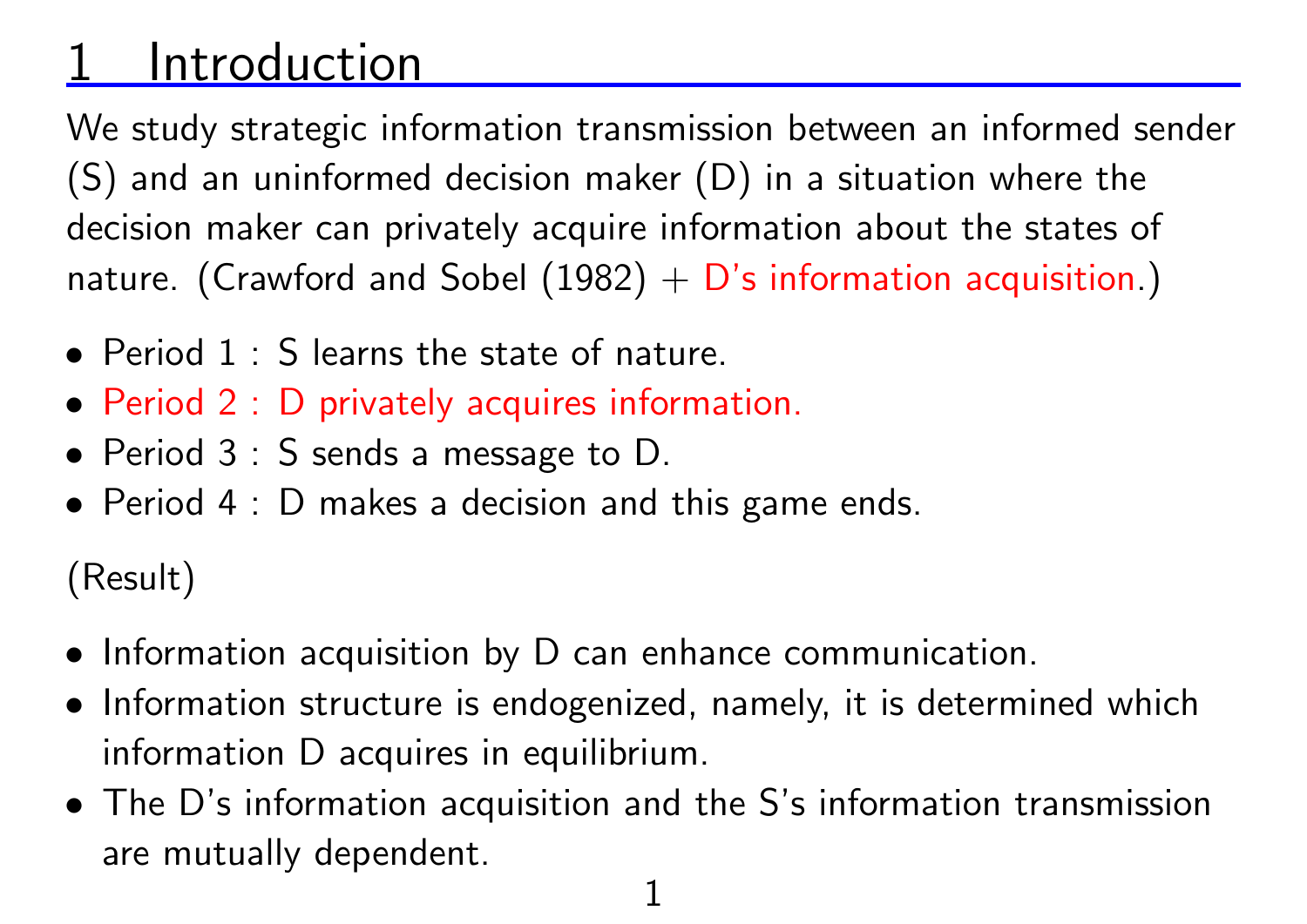# 1 Introduction

We study strategic information transmission between an informed sender (S) and an uninformed decision maker (D) in a situation where the decision maker can privately acquire information about the states of nature. (Crawford and Sobel (1982) + D's information acquisition.)

- Period 1 : S learns the state of nature.
- Period 2 : D privately acquires information.
- Period 3 : S sends a message to D.
- Period 4 : D makes a decision and this game ends.

(Result)

- Information acquisition by D can enhance communication.
- Information structure is endogenized, namely, it is determined which information D acquires in equilibrium.
- The D's information acquisition and the S's information transmission are mutually dependent.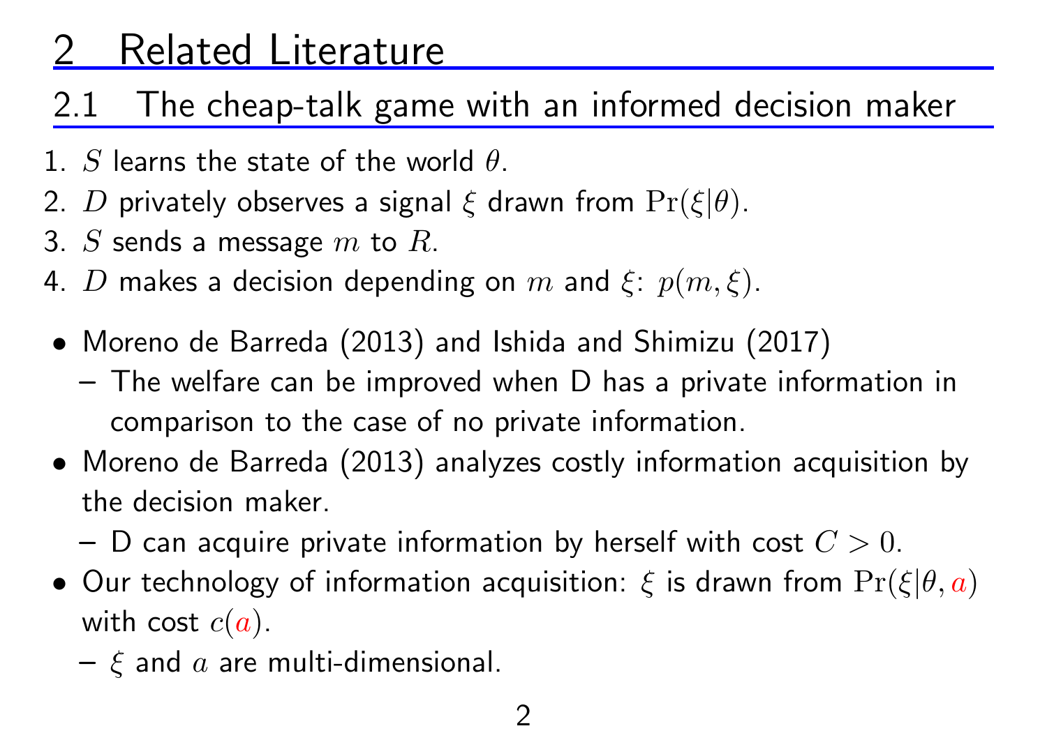# 2 Related Literature

## 2.1 The cheap-talk game with an informed decision maker

1. $S$ learns the state of the world $\theta$.
2. $D$ privately observes a signal $\xi$ drawn from $\Pr(\xi|\theta)$.
3. $S$ sends a message $m$ to $R$.
4. $D$ makes a decision depending on $m$ and $\xi$: $p(m, \xi)$.

- Moreno de Barreda (2013) and Ishida and Shimizu (2017)
  - The welfare can be improved when D has a private information in comparison to the case of no private information.
- Moreno de Barreda (2013) analyzes costly information acquisition by the decision maker.
  - D can acquire private information by herself with cost $C > 0$.
- Our technology of information acquisition: $\xi$ is drawn from $\Pr(\xi|\theta, a)$ with cost $c(a)$.
  - $\xi$ and $a$ are multi-dimensional.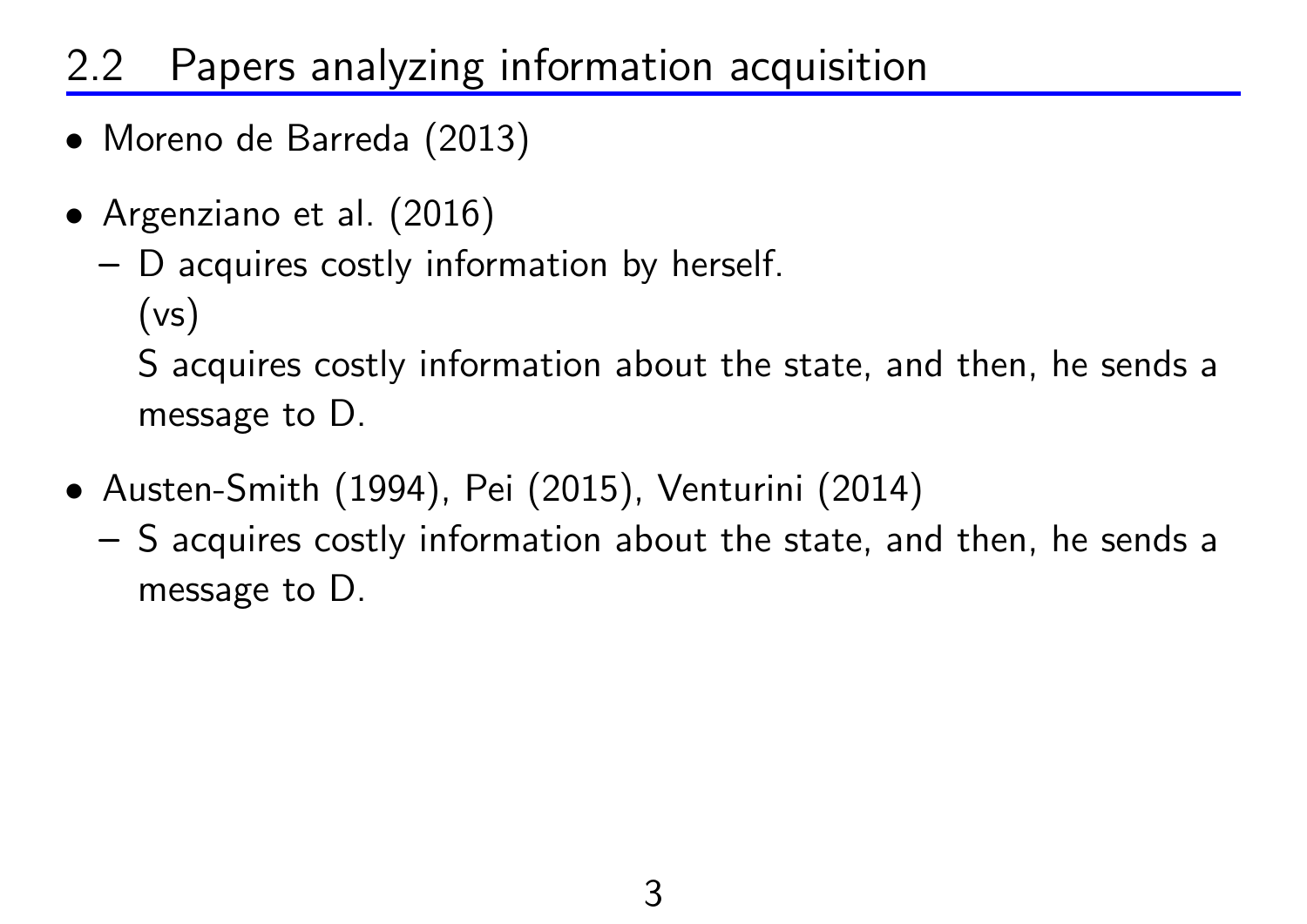## 2.2 Papers analyzing information acquisition

- Moreno de Barreda (2013)
- Argenziano et al. (2016)
  - D acquires costly information by herself.
    (vs)
    S acquires costly information about the state, and then, he sends a message to D.
- Austen-Smith (1994), Pei (2015), Venturini (2014)
  - S acquires costly information about the state, and then, he sends a message to D.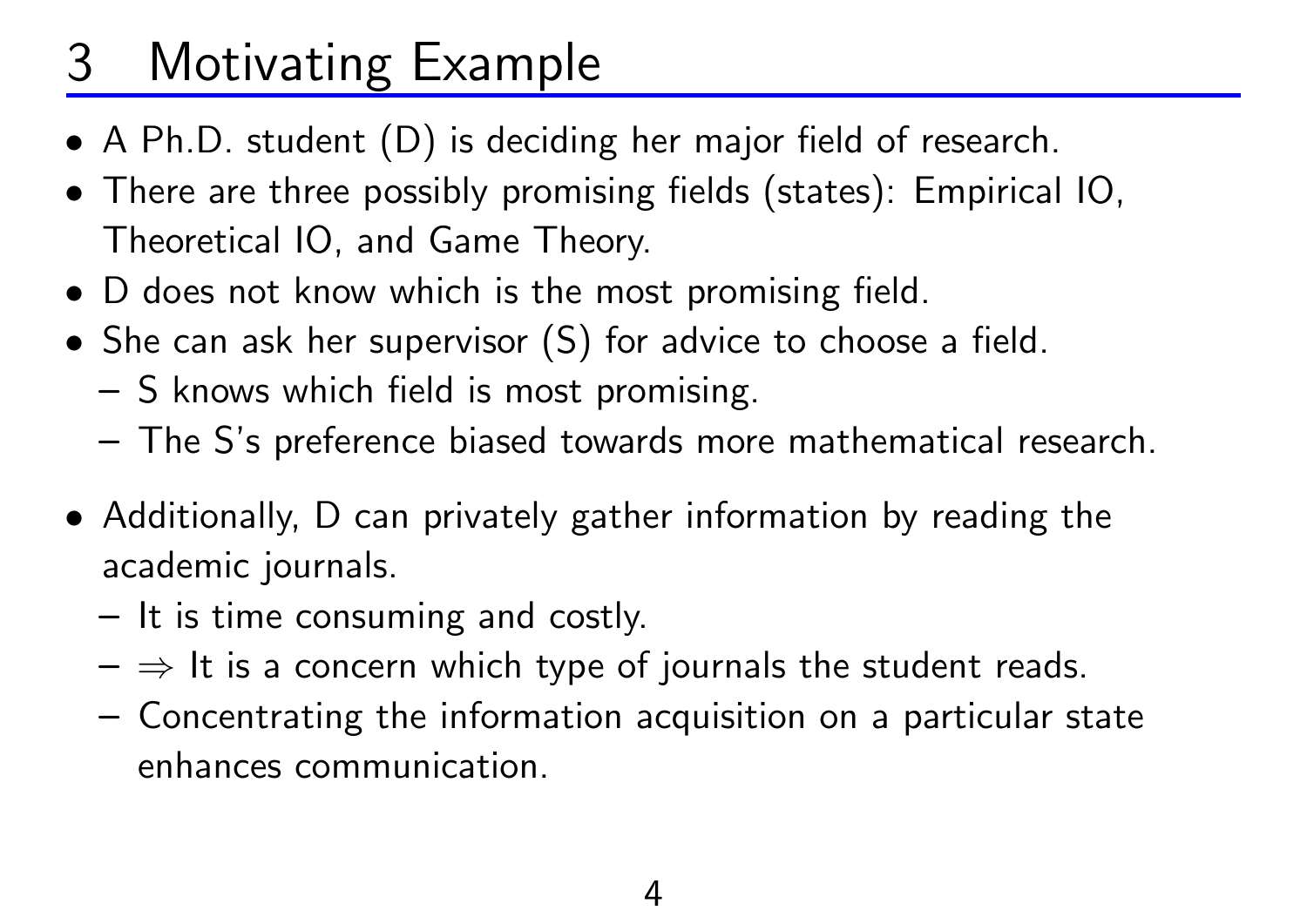# 3 Motivating Example

- A Ph.D. student (D) is deciding her major field of research.
- There are three possibly promising fields (states): Empirical IO, Theoretical IO, and Game Theory.
- D does not know which is the most promising field.
- She can ask her supervisor (S) for advice to choose a field.
  - S knows which field is most promising.
  - The S's preference biased towards more mathematical research.
- Additionally, D can privately gather information by reading the academic journals.
  - It is time consuming and costly.
  - $\Rightarrow$ It is a concern which type of journals the student reads.
  - Concentrating the information acquisition on a particular state enhances communication.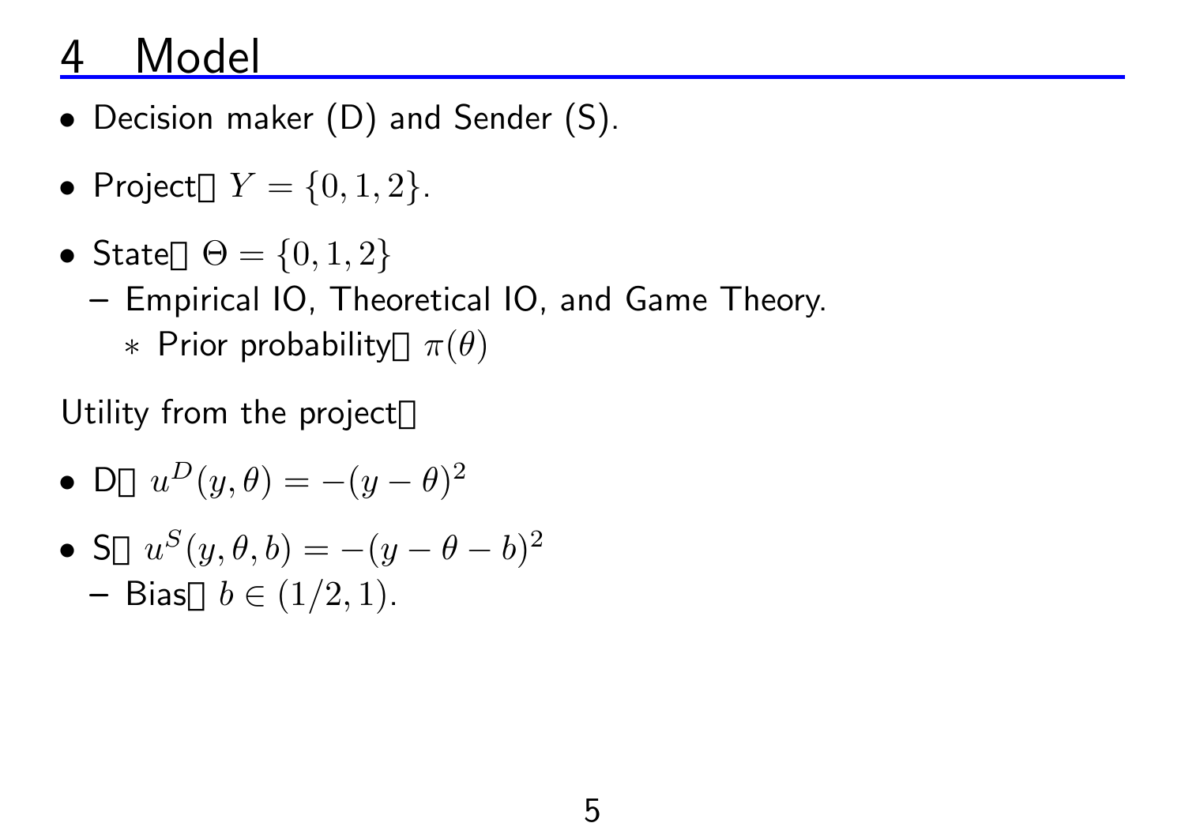# 4 Model

- Decision maker (D) and Sender (S).
- Project: $Y = \{0, 1, 2\}$.
- State: $\Theta = \{0, 1, 2\}$
  - Empirical IO, Theoretical IO, and Game Theory.
    - Prior probability: $\pi(\theta)$

Utility from the project:

- D: $u^D(y, \theta) = -(y - \theta)^2$
- S: $u^S(y, \theta, b) = -(y - \theta - b)^2$
  - Bias: $b \in (1/2, 1)$.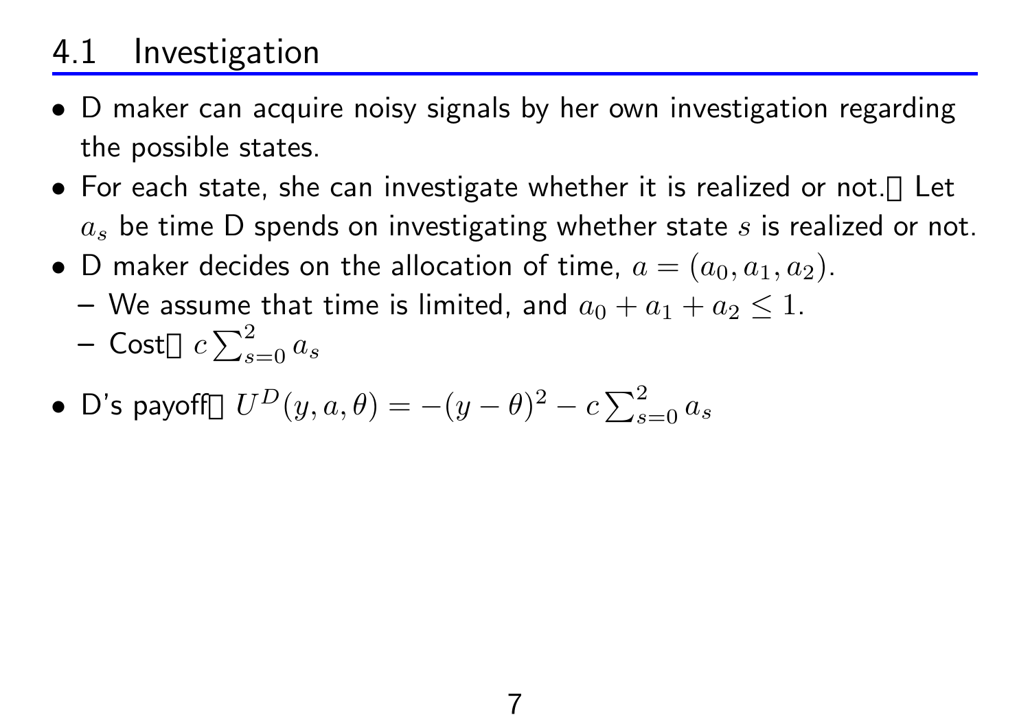## 4.1 Investigation

- D maker can acquire noisy signals by her own investigation regarding the possible states.
- For each state, she can investigate whether it is realized or not. Let $a_s$ be time D spends on investigating whether state $s$ is realized or not.
- D maker decides on the allocation of time, $a = (a_0, a_1, a_2)$.
  - We assume that time is limited, and $a_0 + a_1 + a_2 \leq 1$.
  - Cost: $c \sum_{s=0}^{2} a_s$
- D's payoff: $U^D(y, a, \theta) = -(y - \theta)^2 - c \sum_{s=0}^{2} a_s$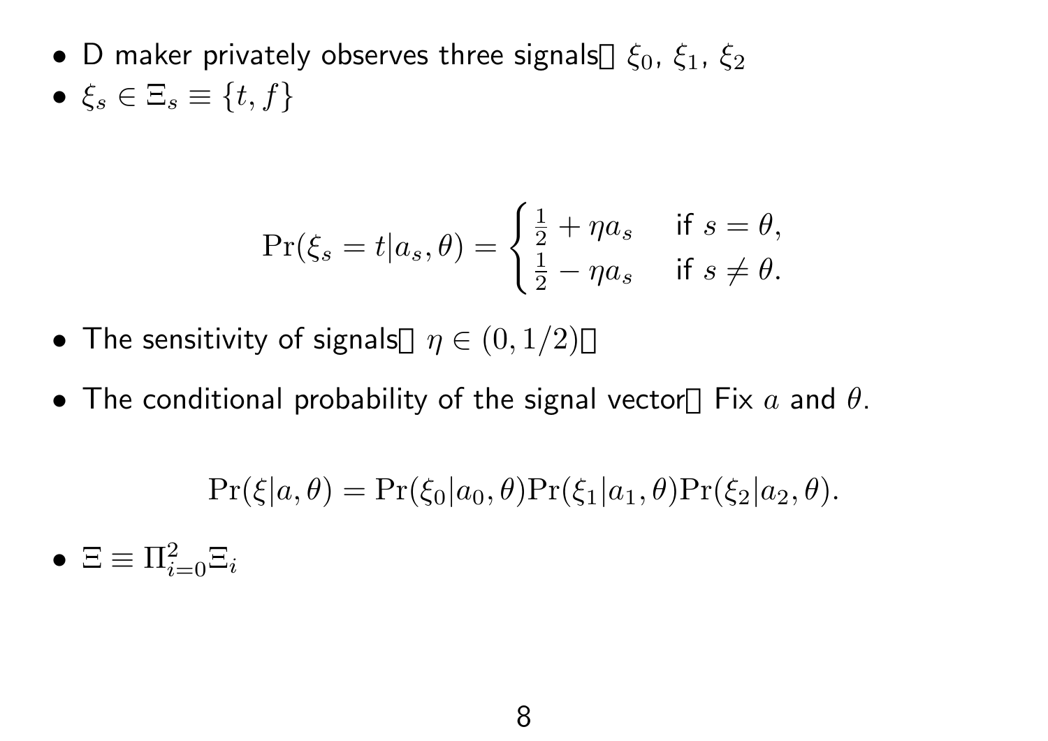- D maker privately observes three signals: $\xi_0$, $\xi_1$, $\xi_2$
- $\xi_s \in \Xi_s \equiv \{t, f\}$

$$
\Pr(\xi_s = t | a_s, \theta) = \begin{cases} \frac{1}{2} + \eta a_s & \text{if } s = \theta, \\ \frac{1}{2} - \eta a_s & \text{if } s \neq \theta. \end{cases}
$$

- The sensitivity of signals: $\eta \in (0, 1/2)$.
- The conditional probability of the signal vector: Fix $a$ and $\theta$.

$$
\Pr(\xi | a, \theta) = \Pr(\xi_0 | a_0, \theta) \Pr(\xi_1 | a_1, \theta) \Pr(\xi_2 | a_2, \theta).
$$

- $\Xi \equiv \Pi_{i=0}^{2} \Xi_i$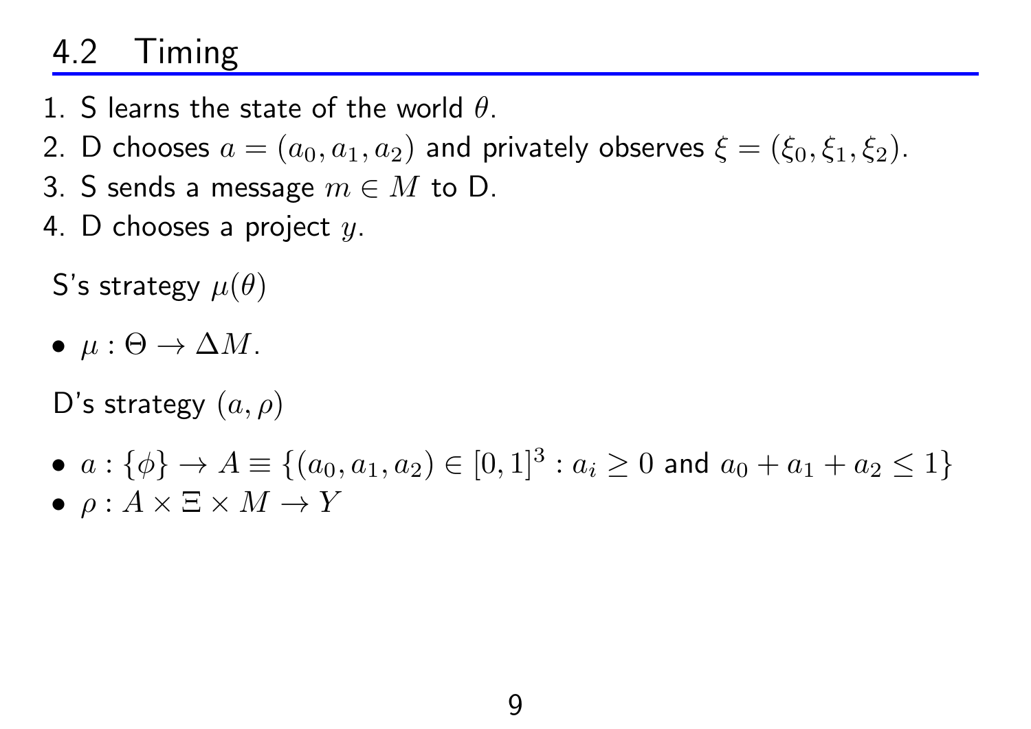## 4.2 Timing

1. S learns the state of the world $\theta$.
2. D chooses $a = (a_0, a_1, a_2)$ and privately observes $\xi = (\xi_0, \xi_1, \xi_2)$.
3. S sends a message $m \in M$ to D.
4. D chooses a project $y$.

S's strategy $\mu(\theta)$

- $\mu : \Theta \to \Delta M$.

D's strategy $(a, \rho)$

- $a : \{\phi\} \to A \equiv \{(a_0, a_1, a_2) \in [0,1]^3 : a_i \geq 0$ and $a_0 + a_1 + a_2 \leq 1\}$
- $\rho : A \times \Xi \times M \to Y$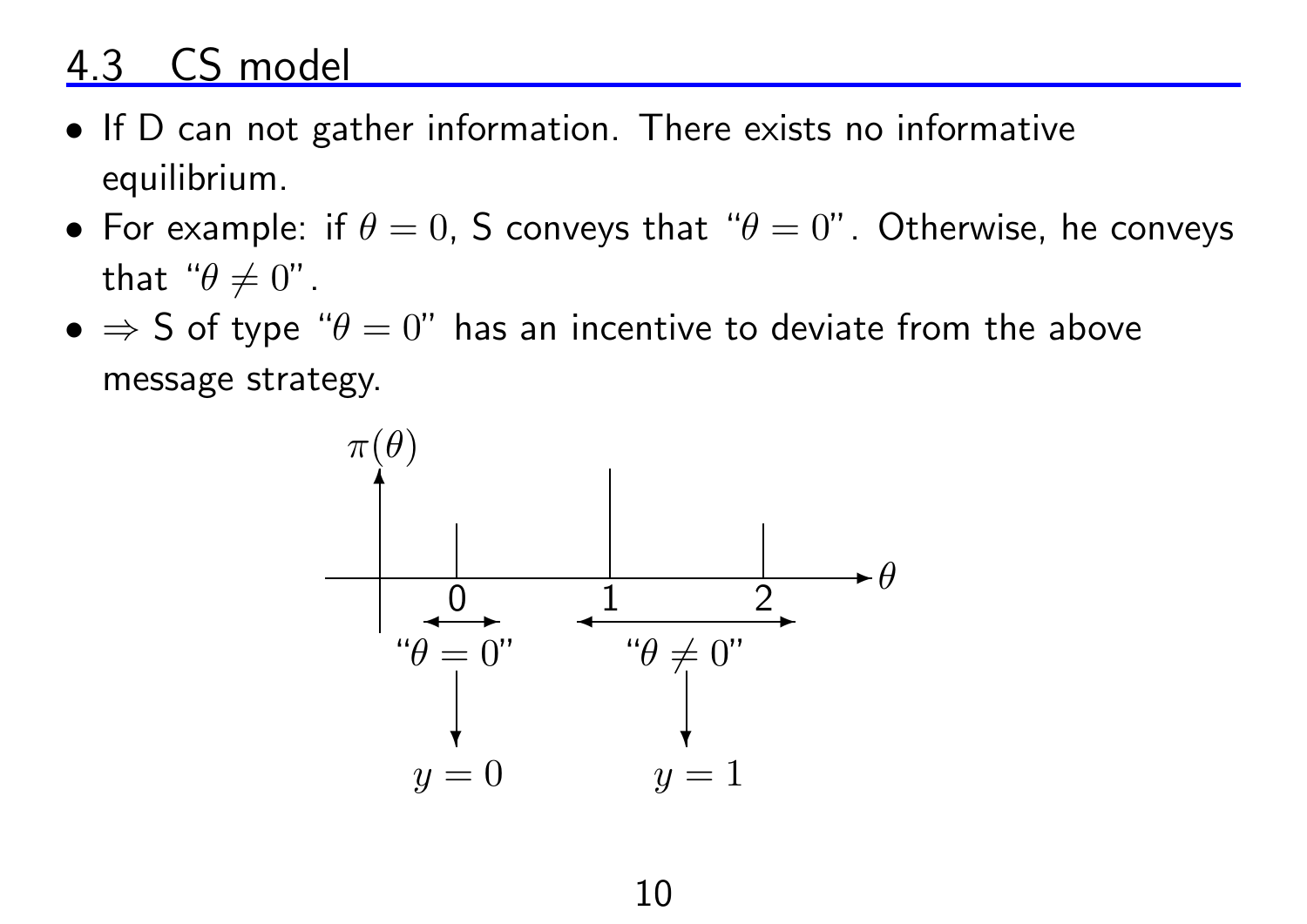## 4.3 CS model

- If D can not gather information. There exists no informative equilibrium.
- For example: if $\theta = 0$, S conveys that "$\theta = 0$". Otherwise, he conveys that "$\theta \neq 0$".
- $\Rightarrow$ S of type "$\theta = 0$" has an incentive to deviate from the above message strategy.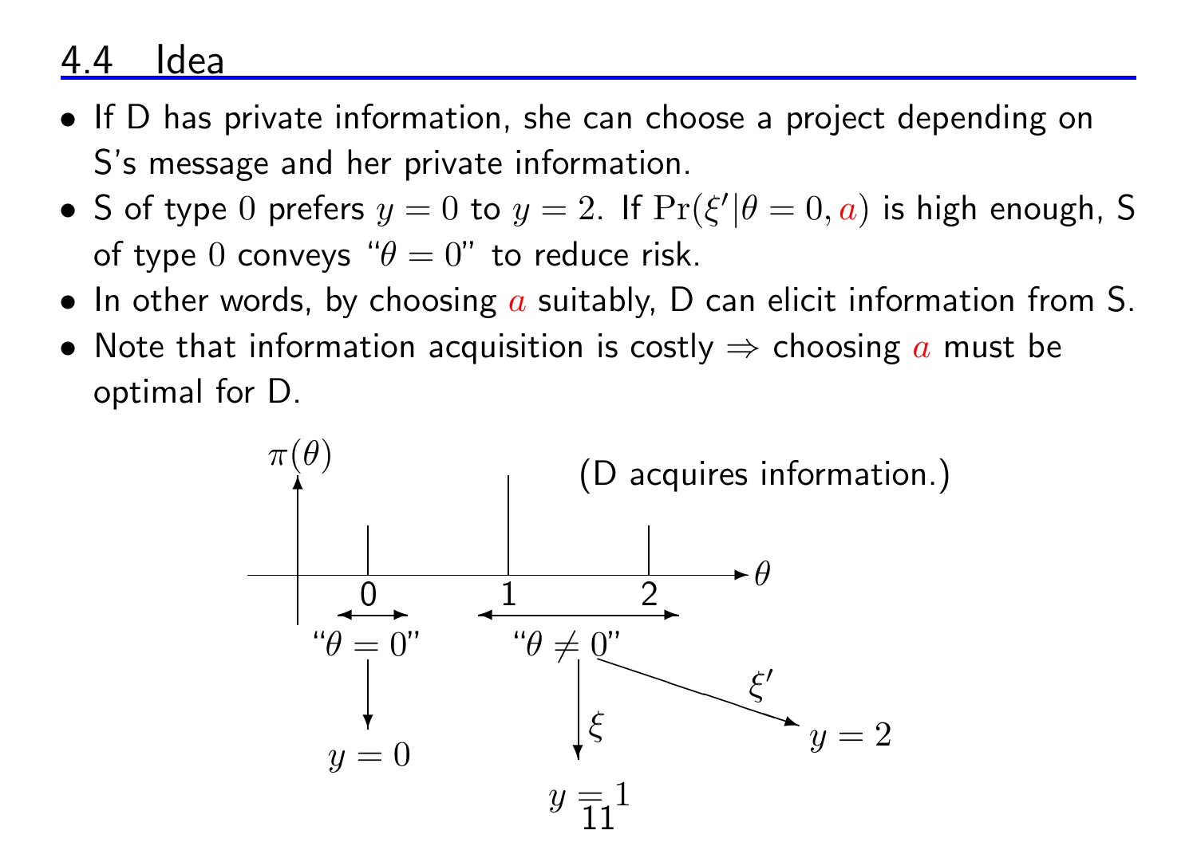## 4.4 Idea

- If D has private information, she can choose a project depending on S's message and her private information.
- S of type $0$ prefers $y = 0$ to $y = 2$. If $\Pr(\xi' | \theta = 0, a)$ is high enough, S of type $0$ conveys "$\theta = 0$" to reduce risk.
- In other words, by choosing $a$ suitably, D can elicit information from S.
- Note that information acquisition is costly $\Rightarrow$ choosing $a$ must be optimal for D.

$\pi(\theta)$

(D acquires information.)

$\theta$: 0, 1, 2

"$\theta = 0$" $\rightarrow$ $y = 0$

"$\theta \neq 0$" $\xrightarrow{\xi}$ $y = 1$

"$\theta \neq 0$" $\xrightarrow{\xi'}$ $y = 2$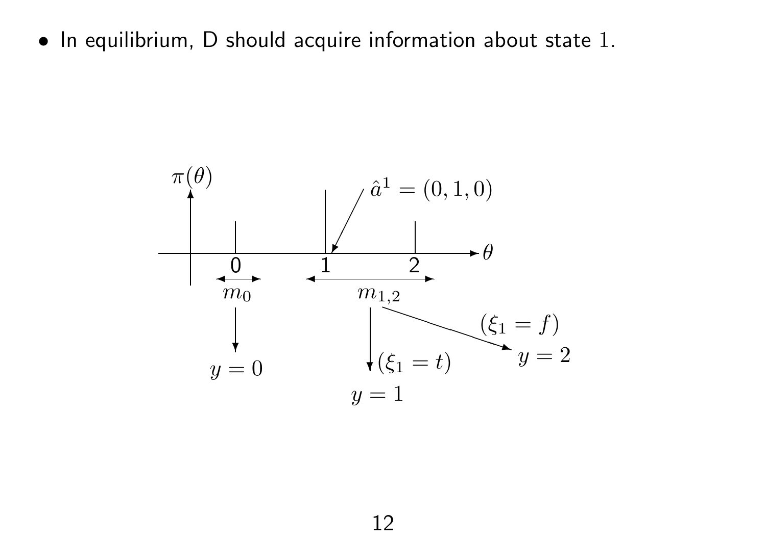- In equilibrium, D should acquire information about state 1.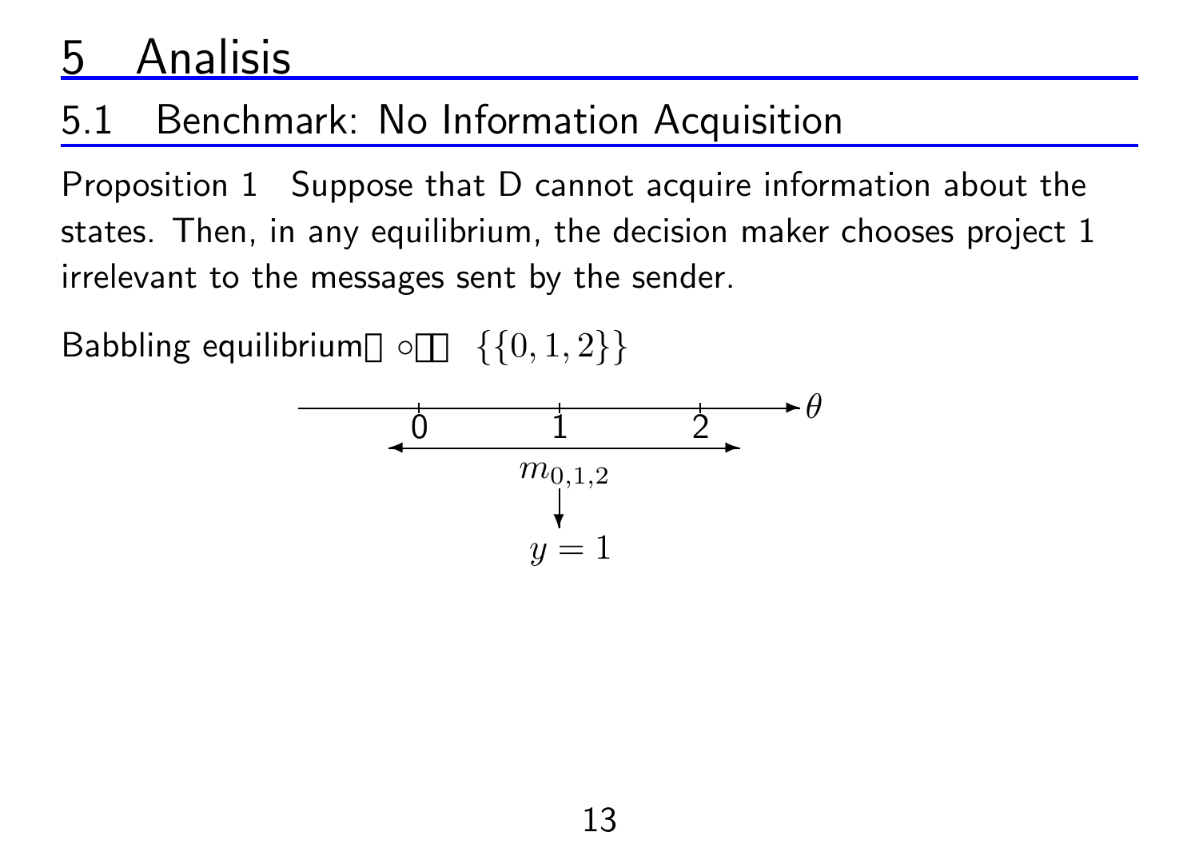# 5 Analisis

## 5.1 Benchmark: No Information Acquisition

Proposition 1 Suppose that D cannot acquire information about the states. Then, in any equilibrium, the decision maker chooses project 1 irrelevant to the messages sent by the sender.

Babbling equilibrium ◦ $\{\{0,1,2\}\}$

$$\theta: 0 \quad 1 \quad 2$$

$$m_{0,1,2} \rightarrow y = 1$$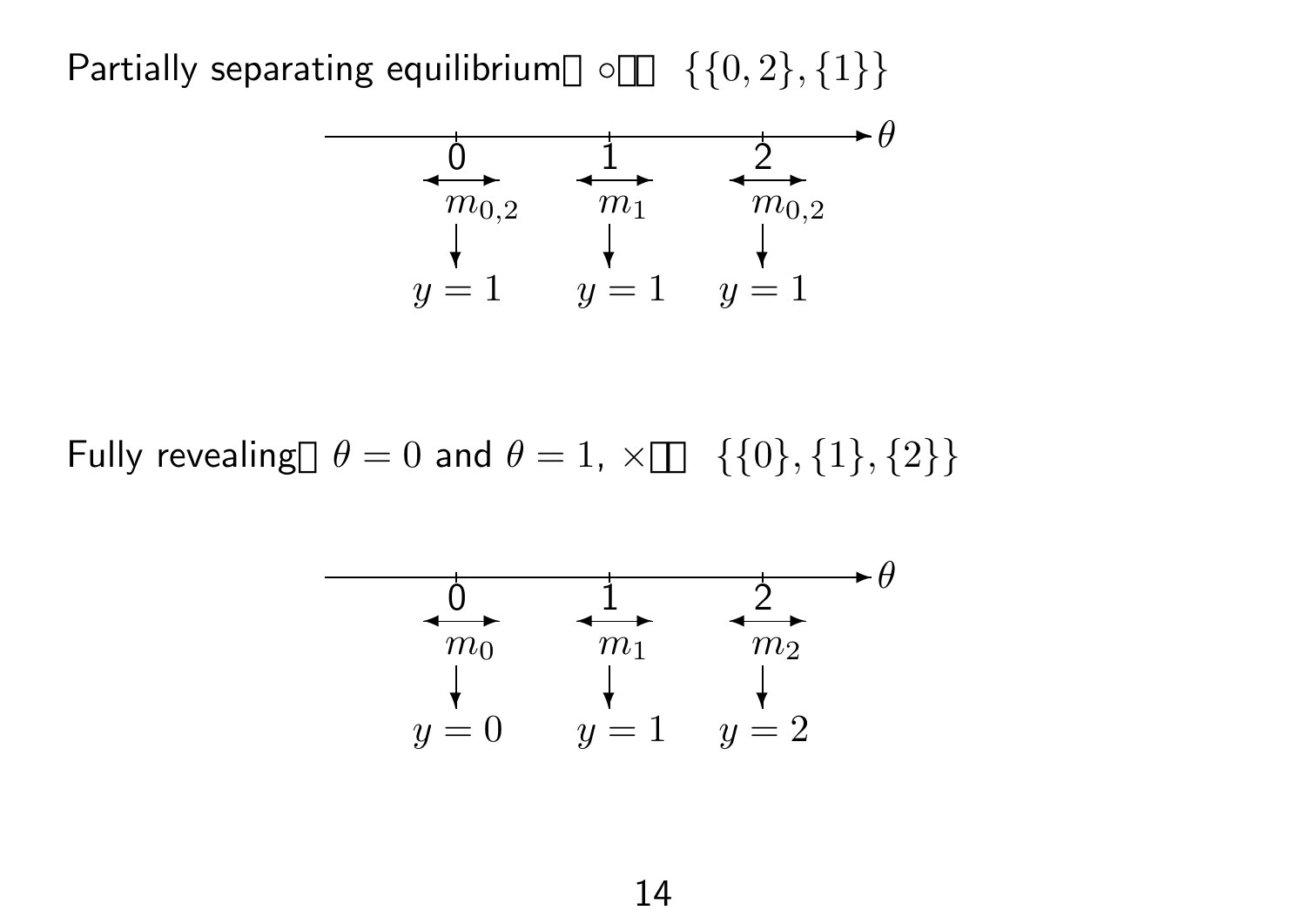Partially separating equilibrium ◦ $\{\{0,2\},\{1\}\}$

$$
\begin{array}{ccc}
0 & 1 & 2 \\
m_{0,2} & m_1 & m_{0,2} \\
\downarrow & \downarrow & \downarrow \\
y = 1 & y = 1 & y = 1
\end{array}
$$

Fully revealing $\theta = 0$ and $\theta = 1$, × $\{\{0\},\{1\},\{2\}\}$

$$
\begin{array}{ccc}
0 & 1 & 2 \\
m_0 & m_1 & m_2 \\
\downarrow & \downarrow & \downarrow \\
y = 0 & y = 1 & y = 2
\end{array}
$$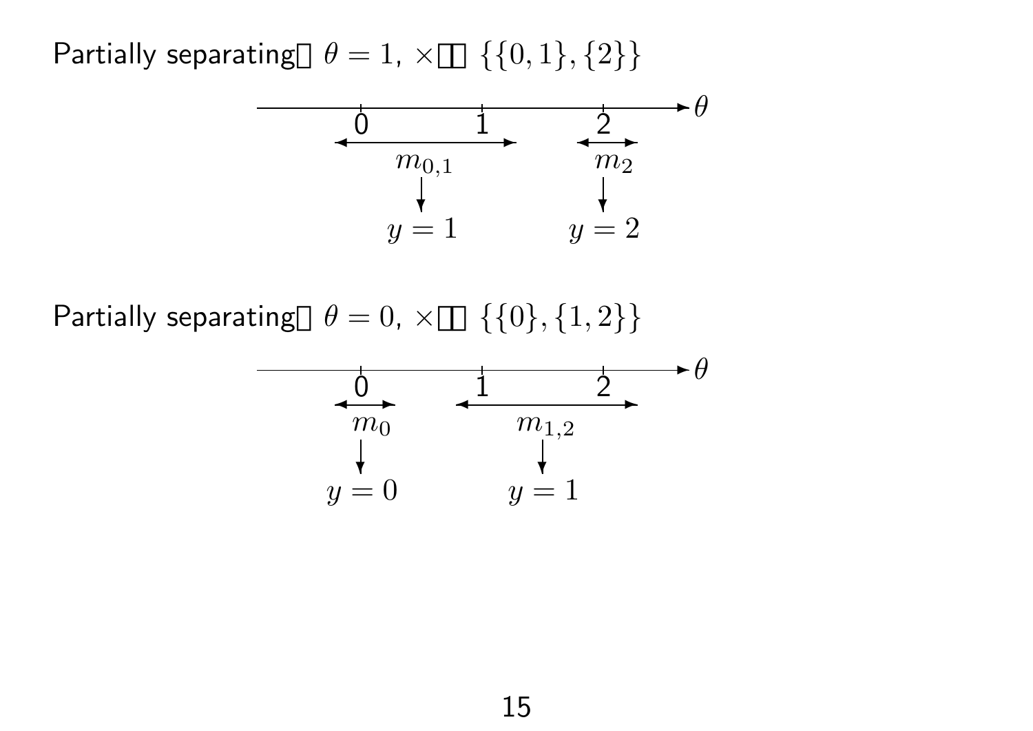Partially separating $\theta = 1$, $\times$ $\{\{0,1\},\{2\}\}$

$$\theta: \quad 0 \quad 1 \quad 2$$

$m_{0,1} \rightarrow y = 1$ ; $m_2 \rightarrow y = 2$

Partially separating $\theta = 0$, $\times$ $\{\{0\},\{1,2\}\}$

$$\theta: \quad 0 \quad 1 \quad 2$$

$m_0 \rightarrow y = 0$ ; $m_{1,2} \rightarrow y = 1$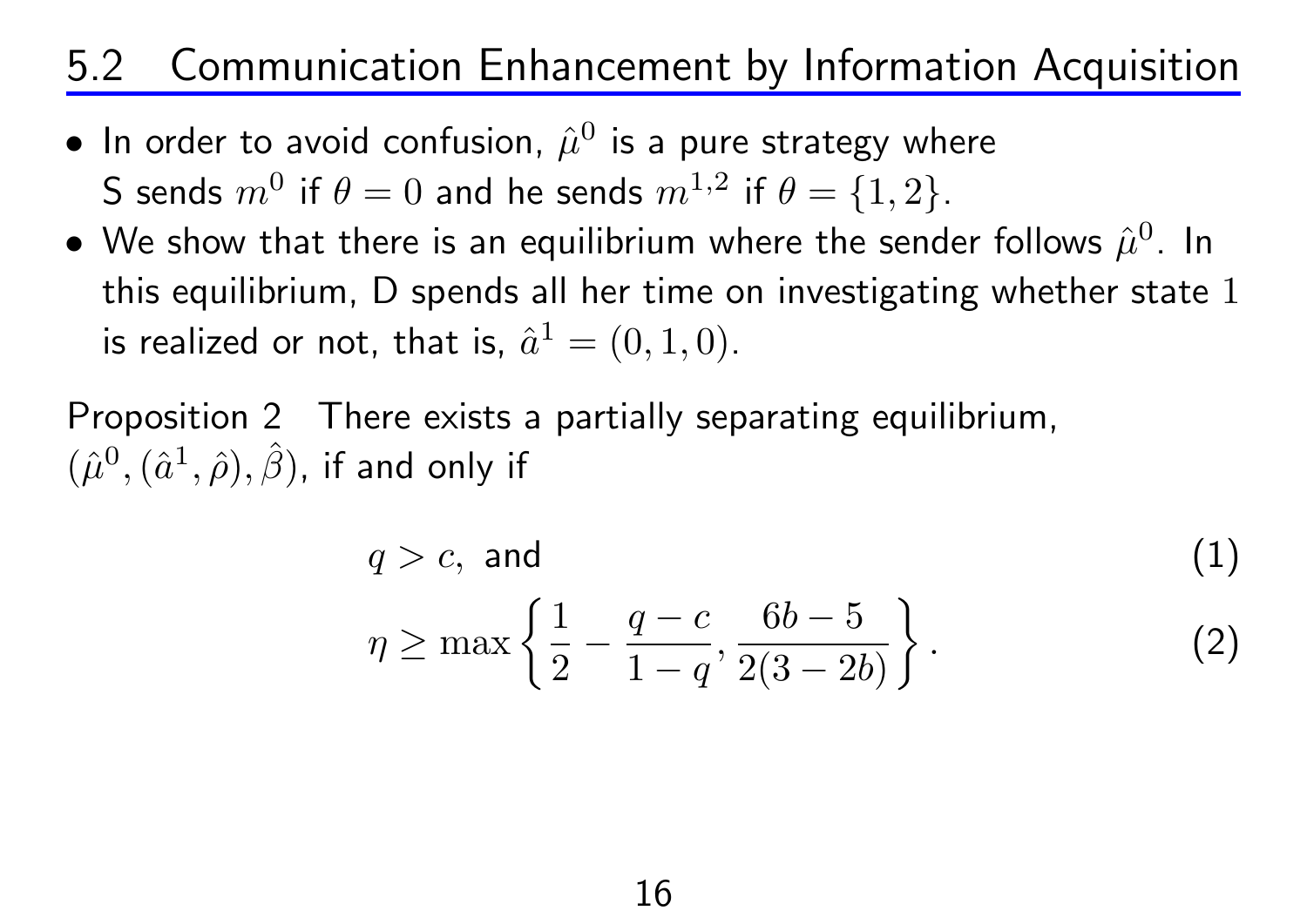## 5.2 Communication Enhancement by Information Acquisition

- In order to avoid confusion, $\hat{\mu}^0$ is a pure strategy where S sends $m^0$ if $\theta = 0$ and he sends $m^{1,2}$ if $\theta = \{1, 2\}$.
- We show that there is an equilibrium where the sender follows $\hat{\mu}^0$. In this equilibrium, D spends all her time on investigating whether state $1$ is realized or not, that is, $\hat{a}^1 = (0, 1, 0)$.

Proposition 2 There exists a partially separating equilibrium, $(\hat{\mu}^0, (\hat{a}^1, \hat{\rho}), \hat{\beta})$, if and only if

$$q > c, \text{ and} \tag{1}$$

$$\eta \geq \max\left\{\frac{1}{2} - \frac{q-c}{1-q}, \frac{6b-5}{2(3-2b)}\right\}. \tag{2}$$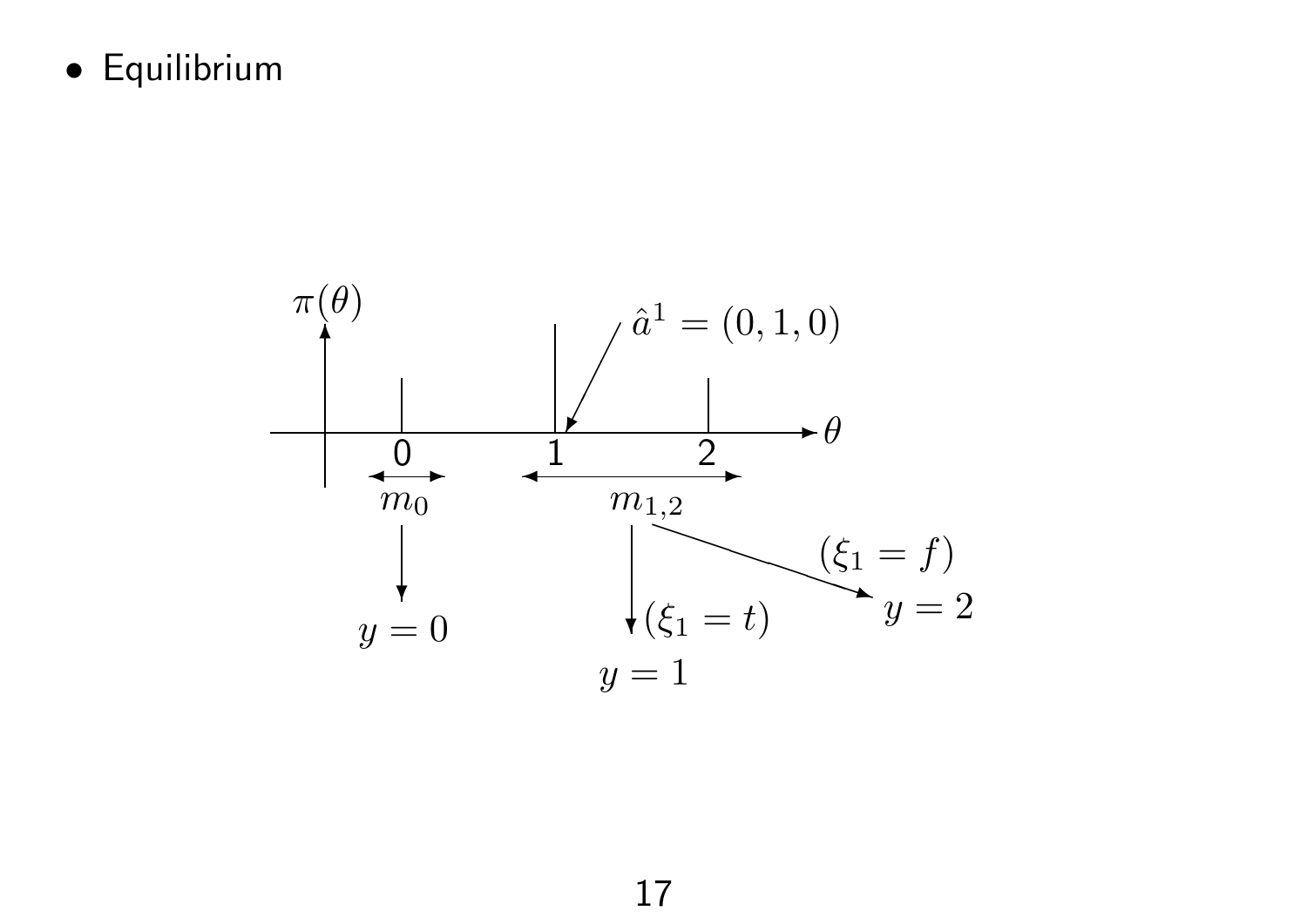- Equilibrium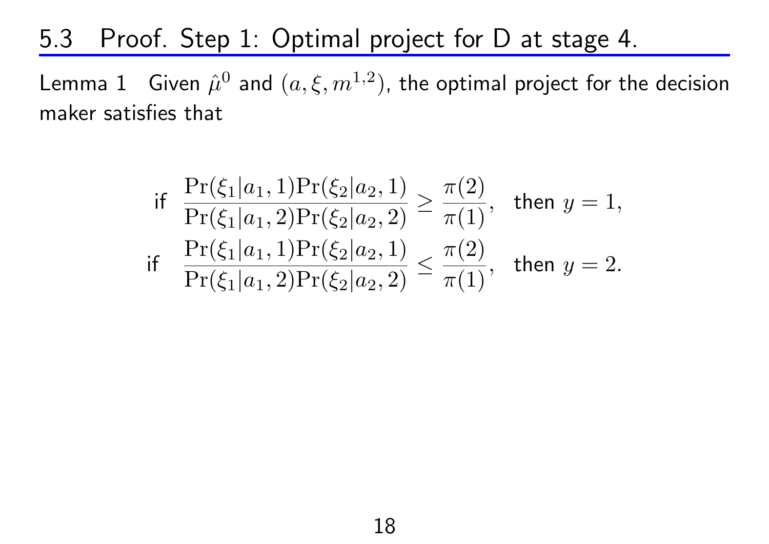## 5.3 Proof. Step 1: Optimal project for D at stage 4.

Lemma 1 Given $\hat{\mu}^0$ and $(a, \xi, m^{1,2})$, the optimal project for the decision maker satisfies that

$$\text{if } \frac{\Pr(\xi_1|a_1,1)\Pr(\xi_2|a_2,1)}{\Pr(\xi_1|a_1,2)\Pr(\xi_2|a_2,2)} \geq \frac{\pi(2)}{\pi(1)}, \text{ then } y=1,$$

$$\text{if } \frac{\Pr(\xi_1|a_1,1)\Pr(\xi_2|a_2,1)}{\Pr(\xi_1|a_1,2)\Pr(\xi_2|a_2,2)} \leq \frac{\pi(2)}{\pi(1)}, \text{ then } y=2.$$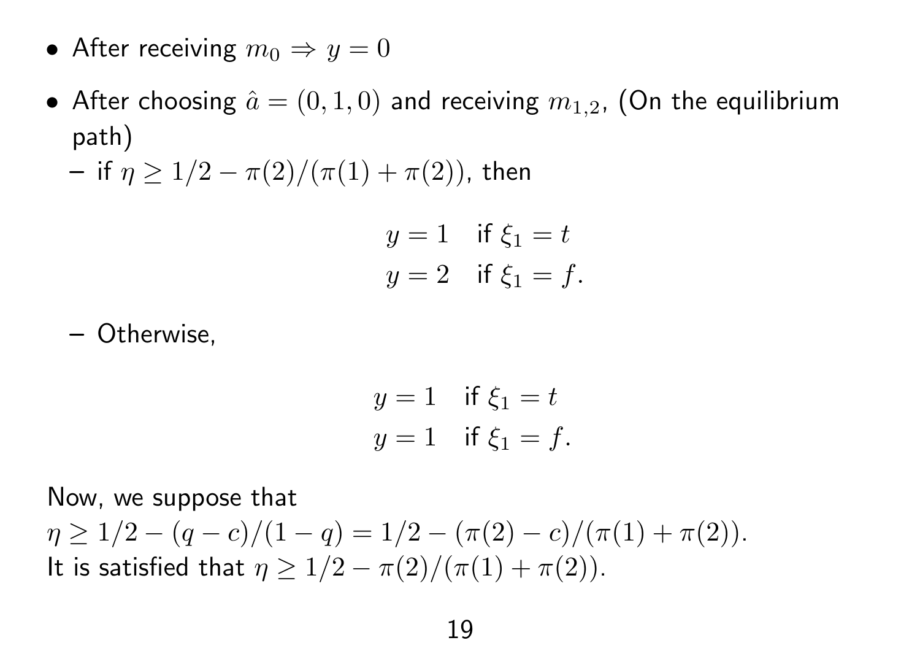- After receiving $m_0 \Rightarrow y = 0$
- After choosing $\hat{a} = (0, 1, 0)$ and receiving $m_{1,2}$, (On the equilibrium path)
  - if $\eta \geq 1/2 - \pi(2)/(\pi(1) + \pi(2))$, then

$$
\begin{aligned}
y = 1 & \quad \text{if } \xi_1 = t \\
y = 2 & \quad \text{if } \xi_1 = f.
\end{aligned}
$$

  - Otherwise,

$$
\begin{aligned}
y = 1 & \quad \text{if } \xi_1 = t \\
y = 1 & \quad \text{if } \xi_1 = f.
\end{aligned}
$$

Now, we suppose that
$\eta \geq 1/2 - (q - c)/(1 - q) = 1/2 - (\pi(2) - c)/(\pi(1) + \pi(2))$.
It is satisfied that $\eta \geq 1/2 - \pi(2)/(\pi(1) + \pi(2))$.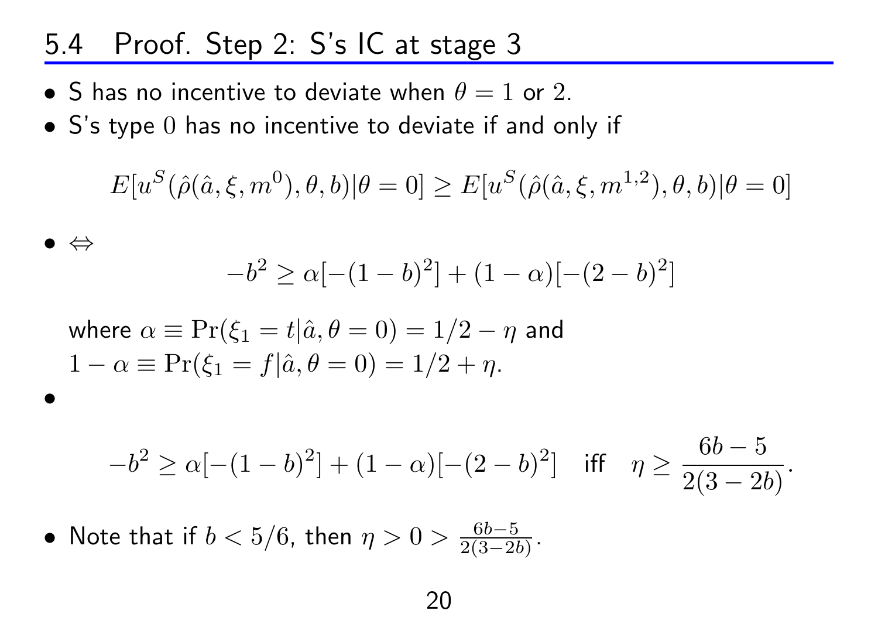## 5.4 Proof. Step 2: S's IC at stage 3

- S has no incentive to deviate when $\theta = 1$ or $2$.
- S's type $0$ has no incentive to deviate if and only if

$$E[u^S(\hat{\rho}(\hat{a}, \xi, m^0), \theta, b)|\theta = 0] \geq E[u^S(\hat{\rho}(\hat{a}, \xi, m^{1,2}), \theta, b)|\theta = 0]$$

- $\Leftrightarrow$

$$-b^2 \geq \alpha[-(1-b)^2] + (1-\alpha)[-(2-b)^2]$$

  where $\alpha \equiv \Pr(\xi_1 = t|\hat{a}, \theta = 0) = 1/2 - \eta$ and
  $1 - \alpha \equiv \Pr(\xi_1 = f|\hat{a}, \theta = 0) = 1/2 + \eta$.

- $$-b^2 \geq \alpha[-(1-b)^2] + (1-\alpha)[-(2-b)^2] \quad \text{iff} \quad \eta \geq \frac{6b-5}{2(3-2b)}.$$

- Note that if $b < 5/6$, then $\eta > 0 > \frac{6b-5}{2(3-2b)}$.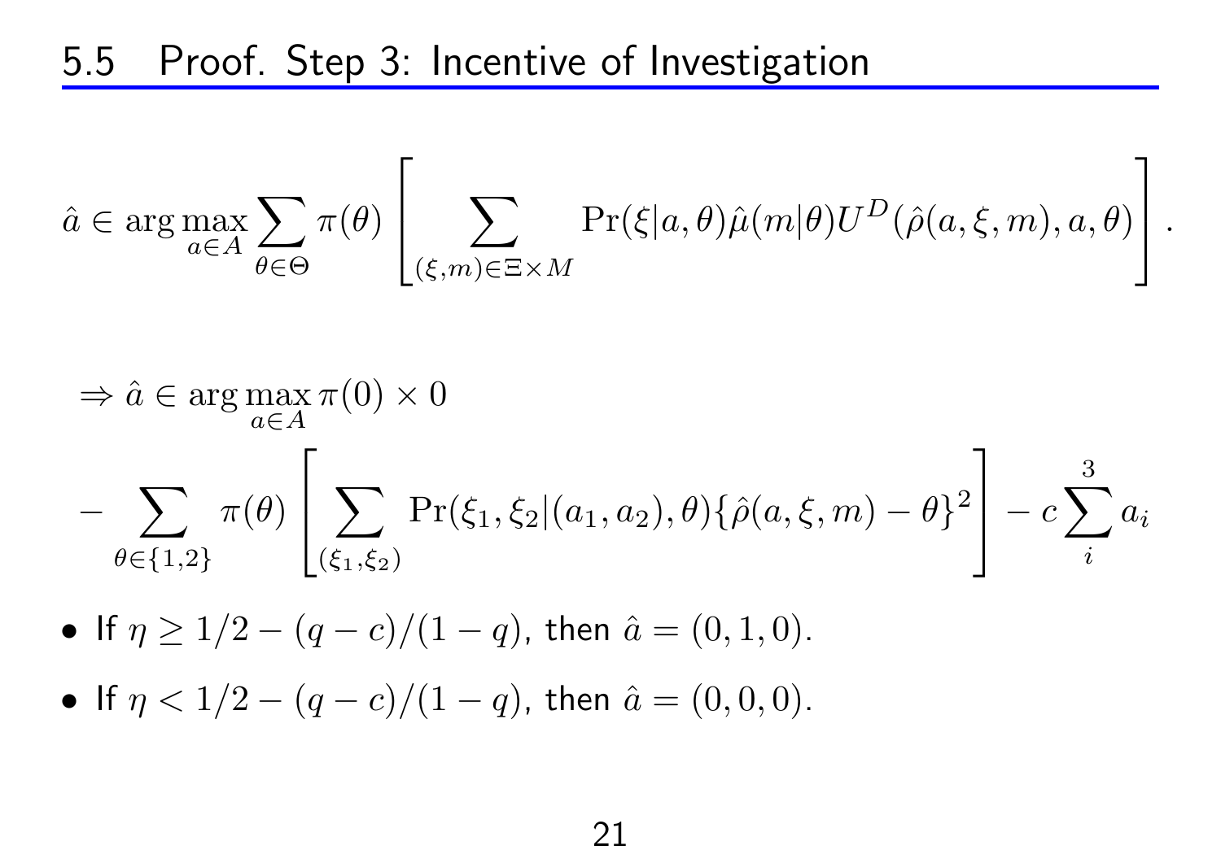## 5.5 Proof. Step 3: Incentive of Investigation

$$
\hat{a} \in \arg\max_{a \in A} \sum_{\theta \in \Theta} \pi(\theta) \left[ \sum_{(\xi, m) \in \Xi \times M} \Pr(\xi | a, \theta) \hat{\mu}(m|\theta) U^D(\hat{\rho}(a, \xi, m), a, \theta) \right].
$$

$$
\Rightarrow \hat{a} \in \arg\max_{a \in A} \pi(0) \times 0
$$

$$
- \sum_{\theta \in \{1,2\}} \pi(\theta) \left[ \sum_{(\xi_1, \xi_2)} \Pr(\xi_1, \xi_2 | (a_1, a_2), \theta) \{\hat{\rho}(a, \xi, m) - \theta\}^2 \right] - c \sum_{i}^{3} a_i
$$

- If $\eta \geq 1/2 - (q - c)/(1 - q)$, then $\hat{a} = (0, 1, 0)$.
- If $\eta < 1/2 - (q - c)/(1 - q)$, then $\hat{a} = (0, 0, 0)$.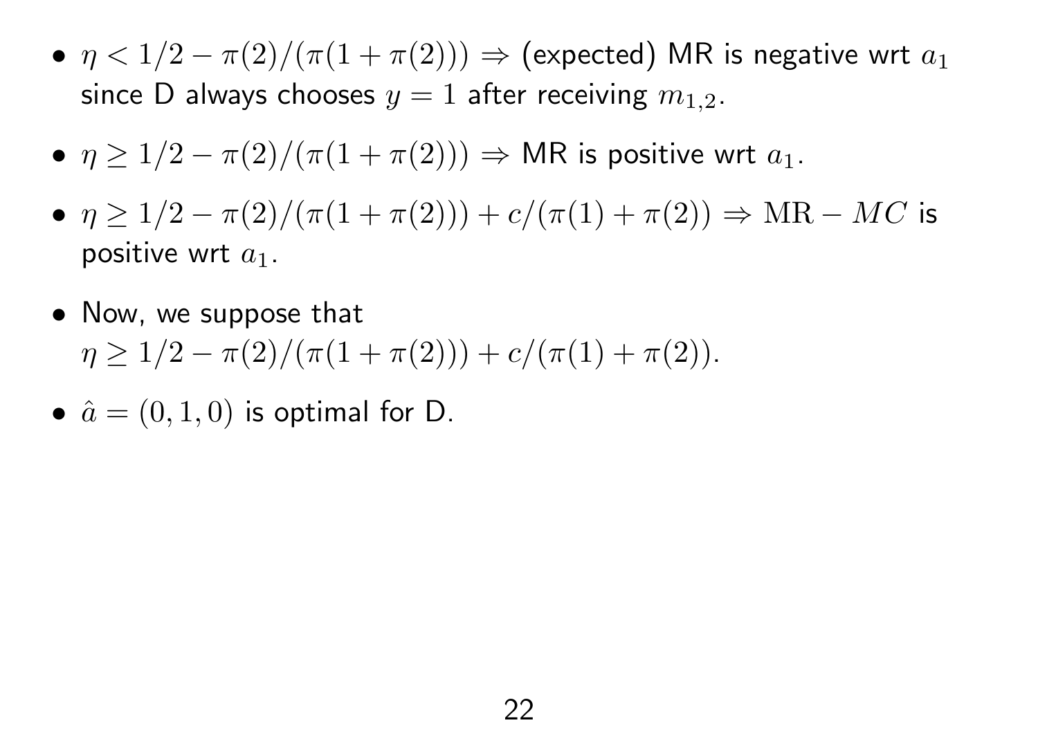- $\eta < 1/2 - \pi(2)/(\pi(1 + \pi(2))) \Rightarrow$ (expected) MR is negative wrt $a_1$ since D always chooses $y = 1$ after receiving $m_{1,2}$.

- $\eta \geq 1/2 - \pi(2)/(\pi(1 + \pi(2))) \Rightarrow$ MR is positive wrt $a_1$.

- $\eta \geq 1/2 - \pi(2)/(\pi(1 + \pi(2))) + c/(\pi(1) + \pi(2)) \Rightarrow \mathrm{MR} - MC$ is positive wrt $a_1$.

- Now, we suppose that $\eta \geq 1/2 - \pi(2)/(\pi(1 + \pi(2))) + c/(\pi(1) + \pi(2))$.

- $\hat{a} = (0, 1, 0)$ is optimal for D.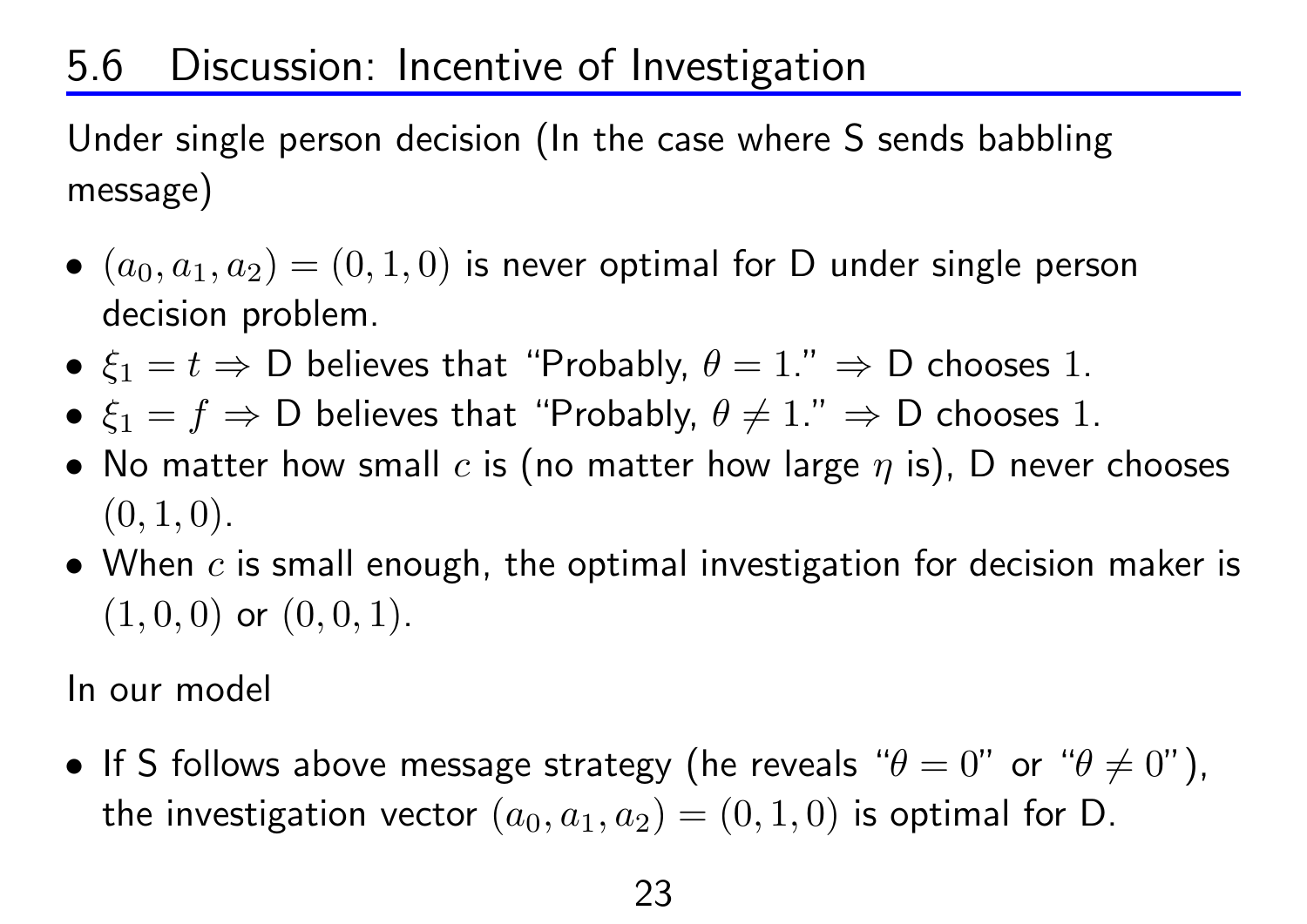## 5.6 Discussion: Incentive of Investigation

Under single person decision (In the case where S sends babbling message)

- $(a_0, a_1, a_2) = (0, 1, 0)$ is never optimal for D under single person decision problem.
- $\xi_1 = t \Rightarrow$ D believes that "Probably, $\theta = 1$." $\Rightarrow$ D chooses $1$.
- $\xi_1 = f \Rightarrow$ D believes that "Probably, $\theta \neq 1$." $\Rightarrow$ D chooses $1$.
- No matter how small $c$ is (no matter how large $\eta$ is), D never chooses $(0, 1, 0)$.
- When $c$ is small enough, the optimal investigation for decision maker is $(1, 0, 0)$ or $(0, 0, 1)$.

In our model

- If S follows above message strategy (he reveals "$\theta = 0$" or "$\theta \neq 0$"), the investigation vector $(a_0, a_1, a_2) = (0, 1, 0)$ is optimal for D.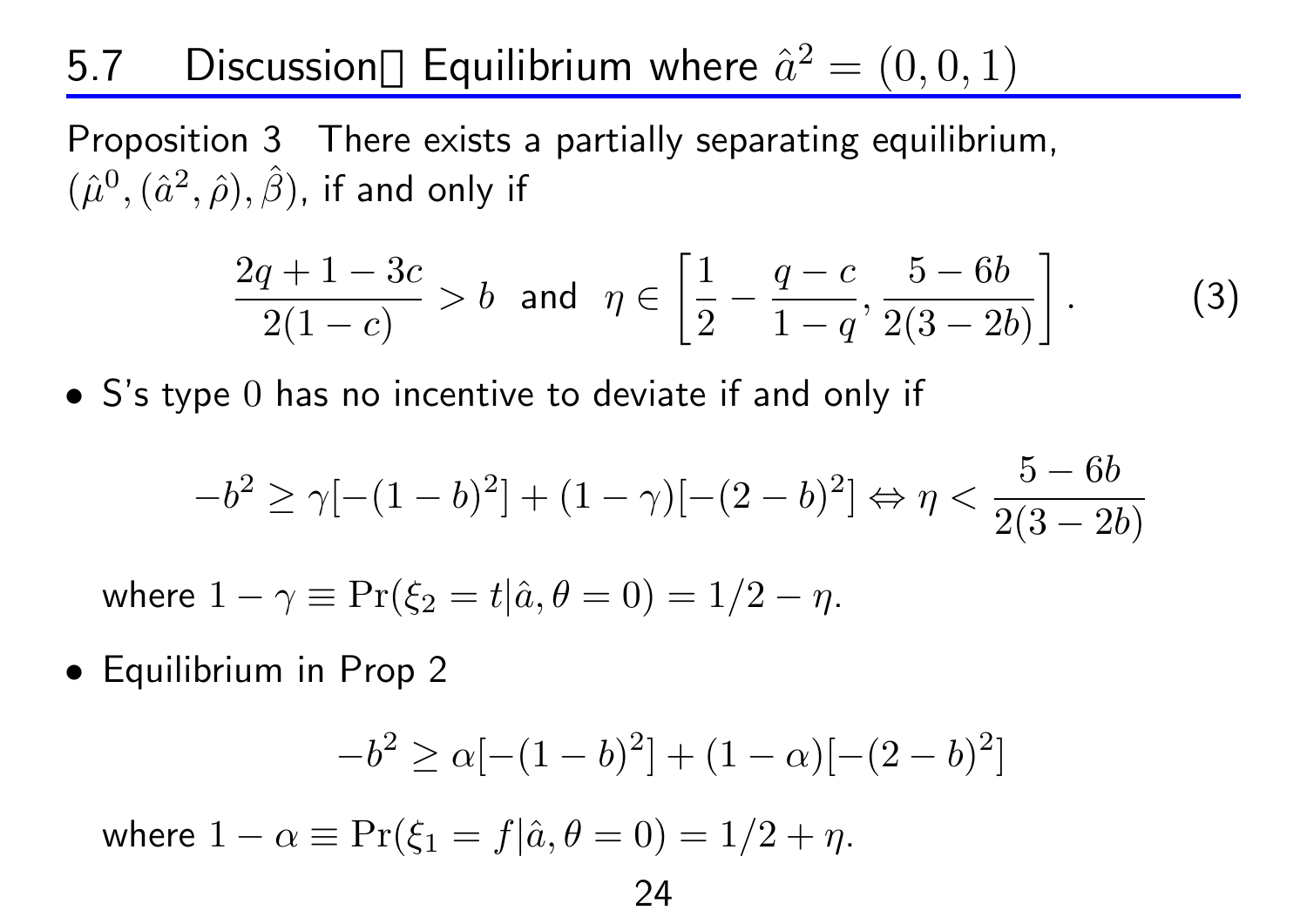## 5.7 Discussion: Equilibrium where $\hat{a}^2 = (0, 0, 1)$

Proposition 3 There exists a partially separating equilibrium, $(\hat{\mu}^0, (\hat{a}^2, \hat{\rho}), \hat{\beta})$, if and only if

$$\frac{2q + 1 - 3c}{2(1 - c)} > b \text{ and } \eta \in \left[\frac{1}{2} - \frac{q - c}{1 - q}, \frac{5 - 6b}{2(3 - 2b)}\right]. \tag{3}$$

- S's type 0 has no incentive to deviate if and only if

$$-b^2 \geq \gamma[-(1 - b)^2] + (1 - \gamma)[-(2 - b)^2] \Leftrightarrow \eta < \frac{5 - 6b}{2(3 - 2b)}$$

  where $1 - \gamma \equiv \Pr(\xi_2 = t | \hat{a}, \theta = 0) = 1/2 - \eta$.

- Equilibrium in Prop 2

$$-b^2 \geq \alpha[-(1 - b)^2] + (1 - \alpha)[-(2 - b)^2]$$

  where $1 - \alpha \equiv \Pr(\xi_1 = f | \hat{a}, \theta = 0) = 1/2 + \eta$.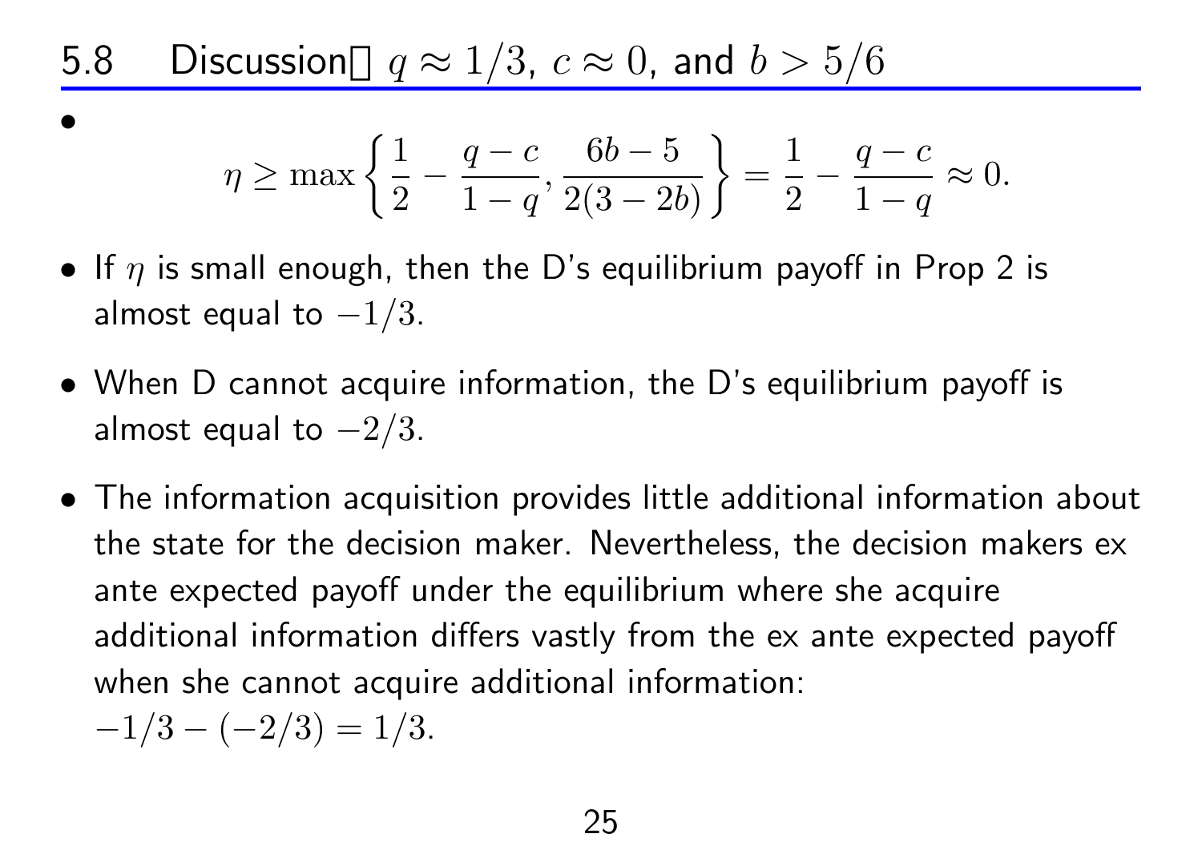## 5.8 Discussion: $q \approx 1/3$, $c \approx 0$, and $b > 5/6$

- $$\eta \geq \max\left\{\frac{1}{2} - \frac{q-c}{1-q}, \frac{6b-5}{2(3-2b)}\right\} = \frac{1}{2} - \frac{q-c}{1-q} \approx 0.$$
- If $\eta$ is small enough, then the D's equilibrium payoff in Prop 2 is almost equal to $-1/3$.
- When D cannot acquire information, the D's equilibrium payoff is almost equal to $-2/3$.
- The information acquisition provides little additional information about the state for the decision maker. Nevertheless, the decision makers ex ante expected payoff under the equilibrium where she acquire additional information differs vastly from the ex ante expected payoff when she cannot acquire additional information: $-1/3 - (-2/3) = 1/3$.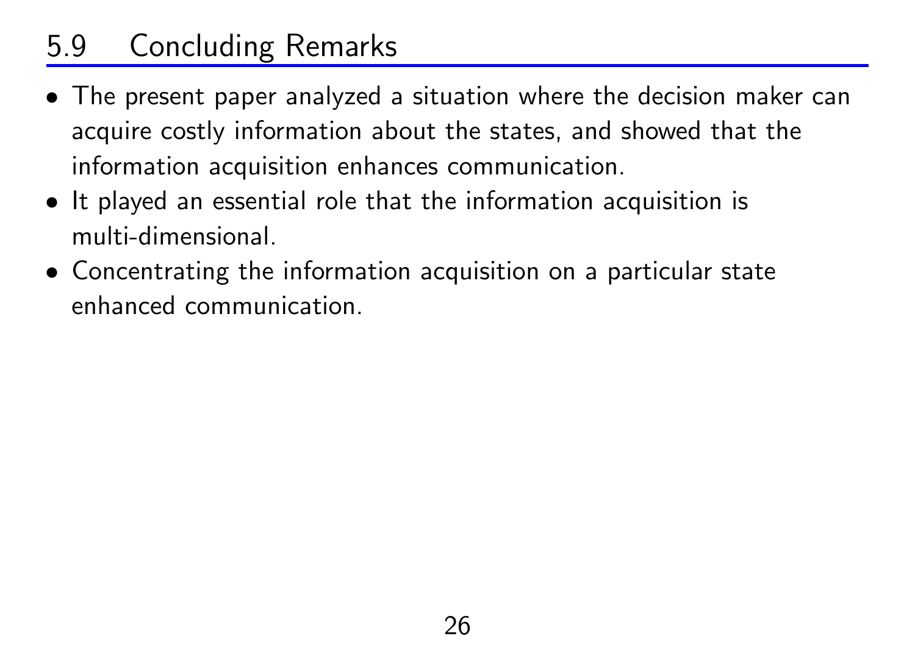## 5.9 Concluding Remarks

- The present paper analyzed a situation where the decision maker can acquire costly information about the states, and showed that the information acquisition enhances communication.
- It played an essential role that the information acquisition is multi-dimensional.
- Concentrating the information acquisition on a particular state enhanced communication.